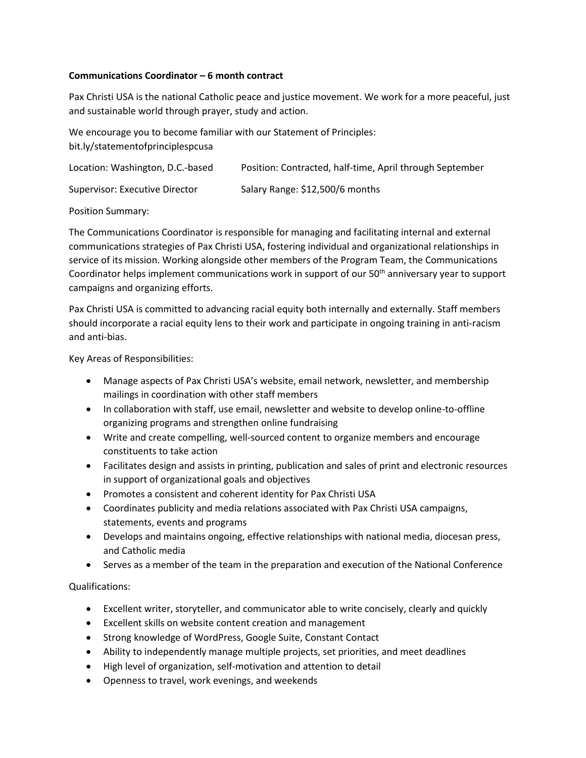**Communications Coordinator – 6 month contract**

Pax Christi USA is the national Catholic peace and justice movement. We work for a more peaceful, just and sustainable world through prayer, study and action.

We encourage you to become familiar with our Statement of Principles: bit.ly/statementofprinciplespcusa

| | |
|---|---|
| Location: Washington, D.C.-based | Position: Contracted, half-time, April through September |
| Supervisor: Executive Director | Salary Range: $12,500/6 months |

Position Summary:

The Communications Coordinator is responsible for managing and facilitating internal and external communications strategies of Pax Christi USA, fostering individual and organizational relationships in service of its mission. Working alongside other members of the Program Team, the Communications Coordinator helps implement communications work in support of our 50th anniversary year to support campaigns and organizing efforts.

Pax Christi USA is committed to advancing racial equity both internally and externally. Staff members should incorporate a racial equity lens to their work and participate in ongoing training in anti-racism and anti-bias.

Key Areas of Responsibilities:

- Manage aspects of Pax Christi USA's website, email network, newsletter, and membership mailings in coordination with other staff members
- In collaboration with staff, use email, newsletter and website to develop online-to-offline organizing programs and strengthen online fundraising
- Write and create compelling, well-sourced content to organize members and encourage constituents to take action
- Facilitates design and assists in printing, publication and sales of print and electronic resources in support of organizational goals and objectives
- Promotes a consistent and coherent identity for Pax Christi USA
- Coordinates publicity and media relations associated with Pax Christi USA campaigns, statements, events and programs
- Develops and maintains ongoing, effective relationships with national media, diocesan press, and Catholic media
- Serves as a member of the team in the preparation and execution of the National Conference

Qualifications:

- Excellent writer, storyteller, and communicator able to write concisely, clearly and quickly
- Excellent skills on website content creation and management
- Strong knowledge of WordPress, Google Suite, Constant Contact
- Ability to independently manage multiple projects, set priorities, and meet deadlines
- High level of organization, self-motivation and attention to detail
- Openness to travel, work evenings, and weekends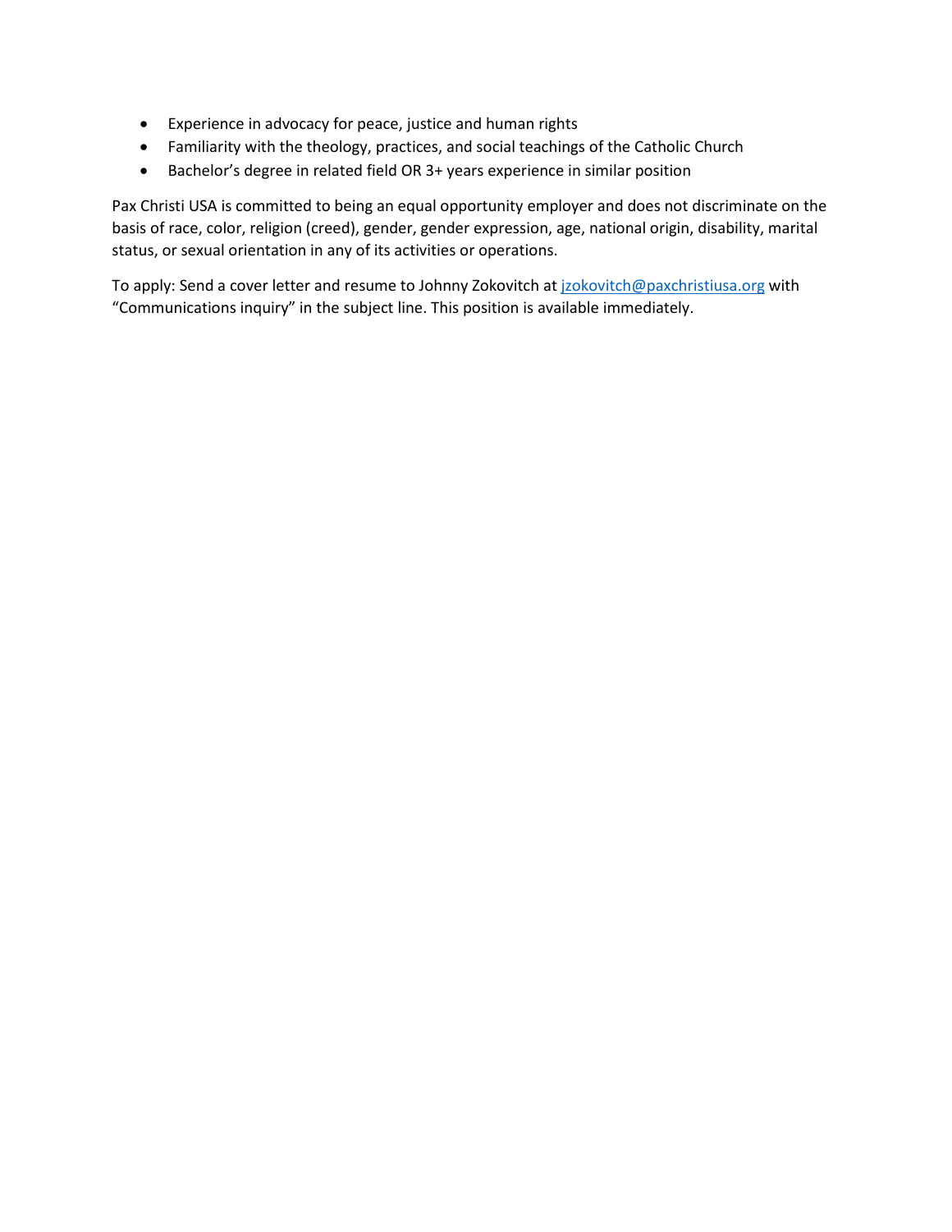- Experience in advocacy for peace, justice and human rights
- Familiarity with the theology, practices, and social teachings of the Catholic Church
- Bachelor's degree in related field OR 3+ years experience in similar position

Pax Christi USA is committed to being an equal opportunity employer and does not discriminate on the basis of race, color, religion (creed), gender, gender expression, age, national origin, disability, marital status, or sexual orientation in any of its activities or operations.

To apply: Send a cover letter and resume to Johnny Zokovitch at [jzokovitch@paxchristiusa.org](mailto:jzokovitch@paxchristiusa.org) with "Communications inquiry" in the subject line. This position is available immediately.